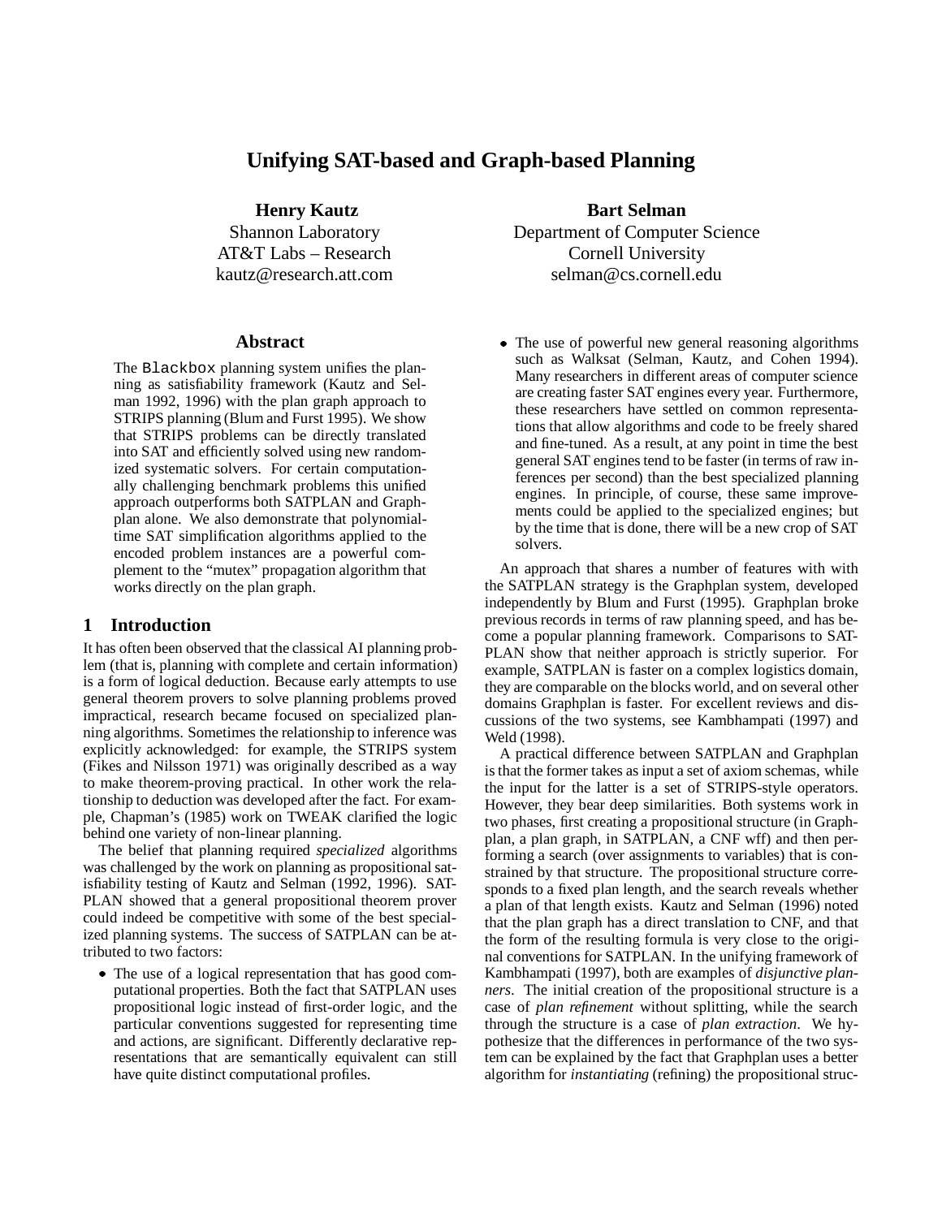# Unifying SAT-based and Graph-based Planning

**Henry Kautz**
Shannon Laboratory
AT&T Labs – Research
kautz@research.att.com

**Bart Selman**
Department of Computer Science
Cornell University
selman@cs.cornell.edu

## Abstract

The `Blackbox` planning system unifies the planning as satisfiability framework (Kautz and Selman 1992, 1996) with the plan graph approach to STRIPS planning (Blum and Furst 1995). We show that STRIPS problems can be directly translated into SAT and efficiently solved using new randomized systematic solvers. For certain computationally challenging benchmark problems this unified approach outperforms both SATPLAN and Graphplan alone. We also demonstrate that polynomial-time SAT simplification algorithms applied to the encoded problem instances are a powerful complement to the "mutex" propagation algorithm that works directly on the plan graph.

## 1 Introduction

It has often been observed that the classical AI planning problem (that is, planning with complete and certain information) is a form of logical deduction. Because early attempts to use general theorem provers to solve planning problems proved impractical, research became focused on specialized planning algorithms. Sometimes the relationship to inference was explicitly acknowledged: for example, the STRIPS system (Fikes and Nilsson 1971) was originally described as a way to make theorem-proving practical. In other work the relationship to deduction was developed after the fact. For example, Chapman's (1985) work on TWEAK clarified the logic behind one variety of non-linear planning.

The belief that planning required *specialized* algorithms was challenged by the work on planning as propositional satisfiability testing of Kautz and Selman (1992, 1996). SATPLAN showed that a general propositional theorem prover could indeed be competitive with some of the best specialized planning systems. The success of SATPLAN can be attributed to two factors:

- The use of a logical representation that has good computational properties. Both the fact that SATPLAN uses propositional logic instead of first-order logic, and the particular conventions suggested for representing time and actions, are significant. Differently declarative representations that are semantically equivalent can still have quite distinct computational profiles.
- The use of powerful new general reasoning algorithms such as Walksat (Selman, Kautz, and Cohen 1994). Many researchers in different areas of computer science are creating faster SAT engines every year. Furthermore, these researchers have settled on common representations that allow algorithms and code to be freely shared and fine-tuned. As a result, at any point in time the best general SAT engines tend to be faster (in terms of raw inferences per second) than the best specialized planning engines. In principle, of course, these same improvements could be applied to the specialized engines; but by the time that is done, there will be a new crop of SAT solvers.

An approach that shares a number of features with with the SATPLAN strategy is the Graphplan system, developed independently by Blum and Furst (1995). Graphplan broke previous records in terms of raw planning speed, and has become a popular planning framework. Comparisons to SATPLAN show that neither approach is strictly superior. For example, SATPLAN is faster on a complex logistics domain, they are comparable on the blocks world, and on several other domains Graphplan is faster. For excellent reviews and discussions of the two systems, see Kambhampati (1997) and Weld (1998).

A practical difference between SATPLAN and Graphplan is that the former takes as input a set of axiom schemas, while the input for the latter is a set of STRIPS-style operators. However, they bear deep similarities. Both systems work in two phases, first creating a propositional structure (in Graphplan, a plan graph, in SATPLAN, a CNF wff) and then performing a search (over assignments to variables) that is constrained by that structure. The propositional structure corresponds to a fixed plan length, and the search reveals whether a plan of that length exists. Kautz and Selman (1996) noted that the plan graph has a direct translation to CNF, and that the form of the resulting formula is very close to the original conventions for SATPLAN. In the unifying framework of Kambhampati (1997), both are examples of *disjunctive planners*. The initial creation of the propositional structure is a case of *plan refinement* without splitting, while the search through the structure is a case of *plan extraction*. We hypothesize that the differences in performance of the two system can be explained by the fact that Graphplan uses a better algorithm for *instantiating* (refining) the propositional struc-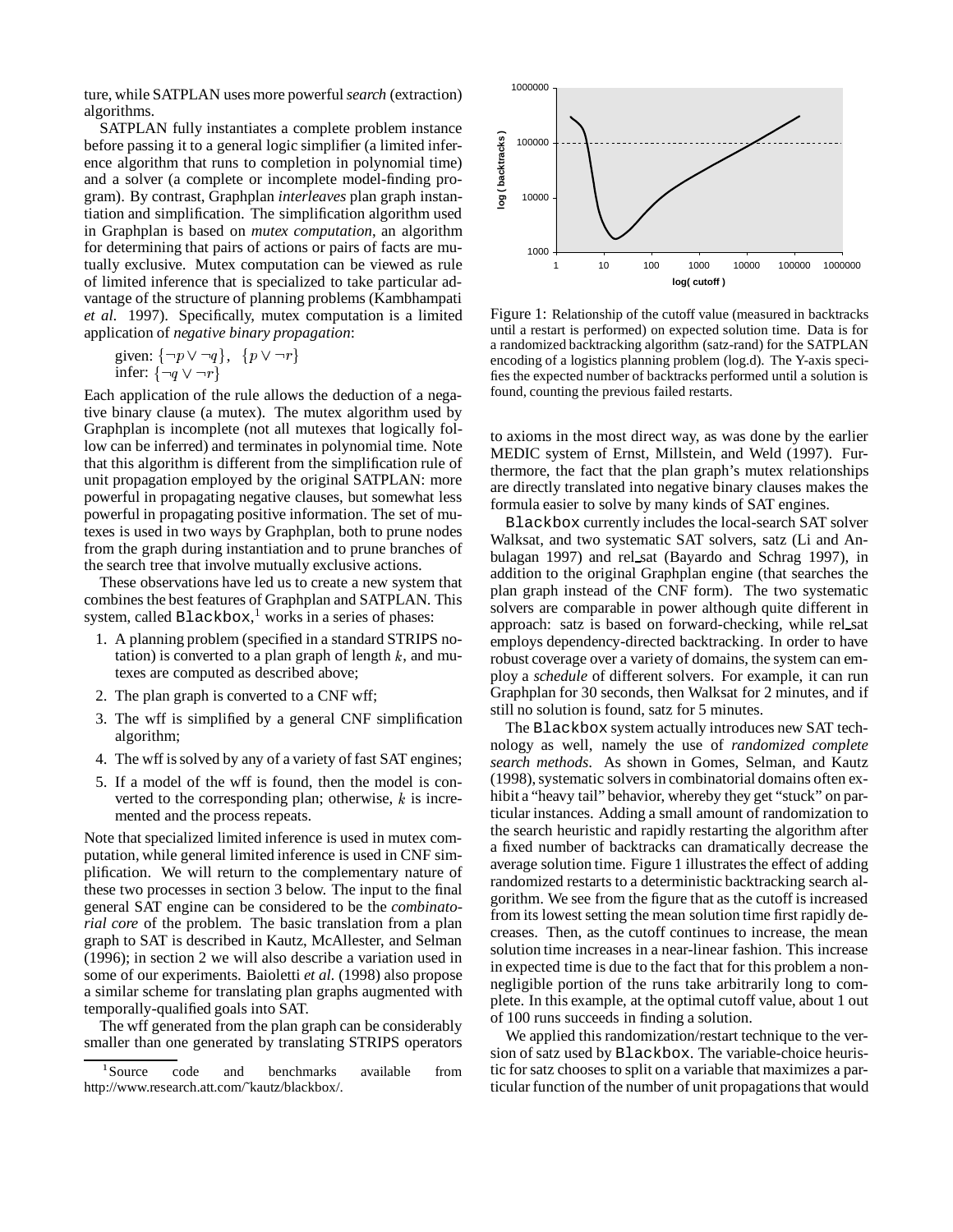ture, while SATPLAN uses more powerful *search* (extraction) algorithms.

SATPLAN fully instantiates a complete problem instance before passing it to a general logic simplifier (a limited inference algorithm that runs to completion in polynomial time) and a solver (a complete or incomplete model-finding program). By contrast, Graphplan *interleaves* plan graph instantiation and simplification. The simplification algorithm used in Graphplan is based on *mutex computation*, an algorithm for determining that pairs of actions or pairs of facts are mutually exclusive. Mutex computation can be viewed as rule of limited inference that is specialized to take particular advantage of the structure of planning problems (Kambhampati *et al.* 1997). Specifically, mutex computation is a limited application of *negative binary propagation*:

given: $\{\neg p \vee \neg q\}$, $\{p \vee \neg r\}$
infer: $\{\neg q \vee \neg r\}$

Each application of the rule allows the deduction of a negative binary clause (a mutex). The mutex algorithm used by Graphplan is incomplete (not all mutexes that logically follow can be inferred) and terminates in polynomial time. Note that this algorithm is different from the simplification rule of unit propagation employed by the original SATPLAN: more powerful in propagating negative clauses, but somewhat less powerful in propagating positive information. The set of mutexes is used in two ways by Graphplan, both to prune nodes from the graph during instantiation and to prune branches of the search tree that involve mutually exclusive actions.

These observations have led us to create a new system that combines the best features of Graphplan and SATPLAN. This system, called `Blackbox`,[1] works in a series of phases:

1. A planning problem (specified in a standard STRIPS notation) is converted to a plan graph of length $k$, and mutexes are computed as described above;
2. The plan graph is converted to a CNF wff;
3. The wff is simplified by a general CNF simplification algorithm;
4. The wff is solved by any of a variety of fast SAT engines;
5. If a model of the wff is found, then the model is converted to the corresponding plan; otherwise, $k$ is incremented and the process repeats.

Note that specialized limited inference is used in mutex computation, while general limited inference is used in CNF simplification. We will return to the complementary nature of these two processes in section 3 below. The input to the final general SAT engine can be considered to be the *combinatorial core* of the problem. The basic translation from a plan graph to SAT is described in Kautz, McAllester, and Selman (1996); in section 2 we will also describe a variation used in some of our experiments. Baioletti *et al.* (1998) also propose a similar scheme for translating plan graphs augmented with temporally-qualified goals into SAT.

The wff generated from the plan graph can be considerably smaller than one generated by translating STRIPS operators to axioms in the most direct way, as was done by the earlier MEDIC system of Ernst, Millstein, and Weld (1997). Furthermore, the fact that the plan graph's mutex relationships are directly translated into negative binary clauses makes the formula easier to solve by many kinds of SAT engines.

Figure 1: Relationship of the cutoff value (measured in backtracks until a restart is performed) on expected solution time. Data is for a randomized backtracking algorithm (satz-rand) for the SATPLAN encoding of a logistics planning problem (log.d). The Y-axis specifies the expected number of backtracks performed until a solution is found, counting the previous failed restarts.

`Blackbox` currently includes the local-search SAT solver Walksat, and two systematic SAT solvers, satz (Li and Anbulagan 1997) and rel_sat (Bayardo and Schrag 1997), in addition to the original Graphplan engine (that searches the plan graph instead of the CNF form). The two systematic solvers are comparable in power although quite different in approach: satz is based on forward-checking, while rel_sat employs dependency-directed backtracking. In order to have robust coverage over a variety of domains, the system can employ a *schedule* of different solvers. For example, it can run Graphplan for 30 seconds, then Walksat for 2 minutes, and if still no solution is found, satz for 5 minutes.

The `Blackbox` system actually introduces new SAT technology as well, namely the use of *randomized complete search methods*. As shown in Gomes, Selman, and Kautz (1998), systematic solvers in combinatorial domains often exhibit a "heavy tail" behavior, whereby they get "stuck" on particular instances. Adding a small amount of randomization to the search heuristic and rapidly restarting the algorithm after a fixed number of backtracks can dramatically decrease the average solution time. Figure 1 illustrates the effect of adding randomized restarts to a deterministic backtracking search algorithm. We see from the figure that as the cutoff is increased from its lowest setting the mean solution time first rapidly decreases. Then, as the cutoff continues to increase, the mean solution time increases in a near-linear fashion. This increase in expected time is due to the fact that for this problem a non-negligible portion of the runs take arbitrarily long to complete. In this example, at the optimal cutoff value, about 1 out of 100 runs succeeds in finding a solution.

We applied this randomization/restart technique to the version of satz used by `Blackbox`. The variable-choice heuristic for satz chooses to split on a variable that maximizes a particular function of the number of unit propagations that would

[1] Source code and benchmarks available from http://www.research.att.com/~kautz/blackbox/.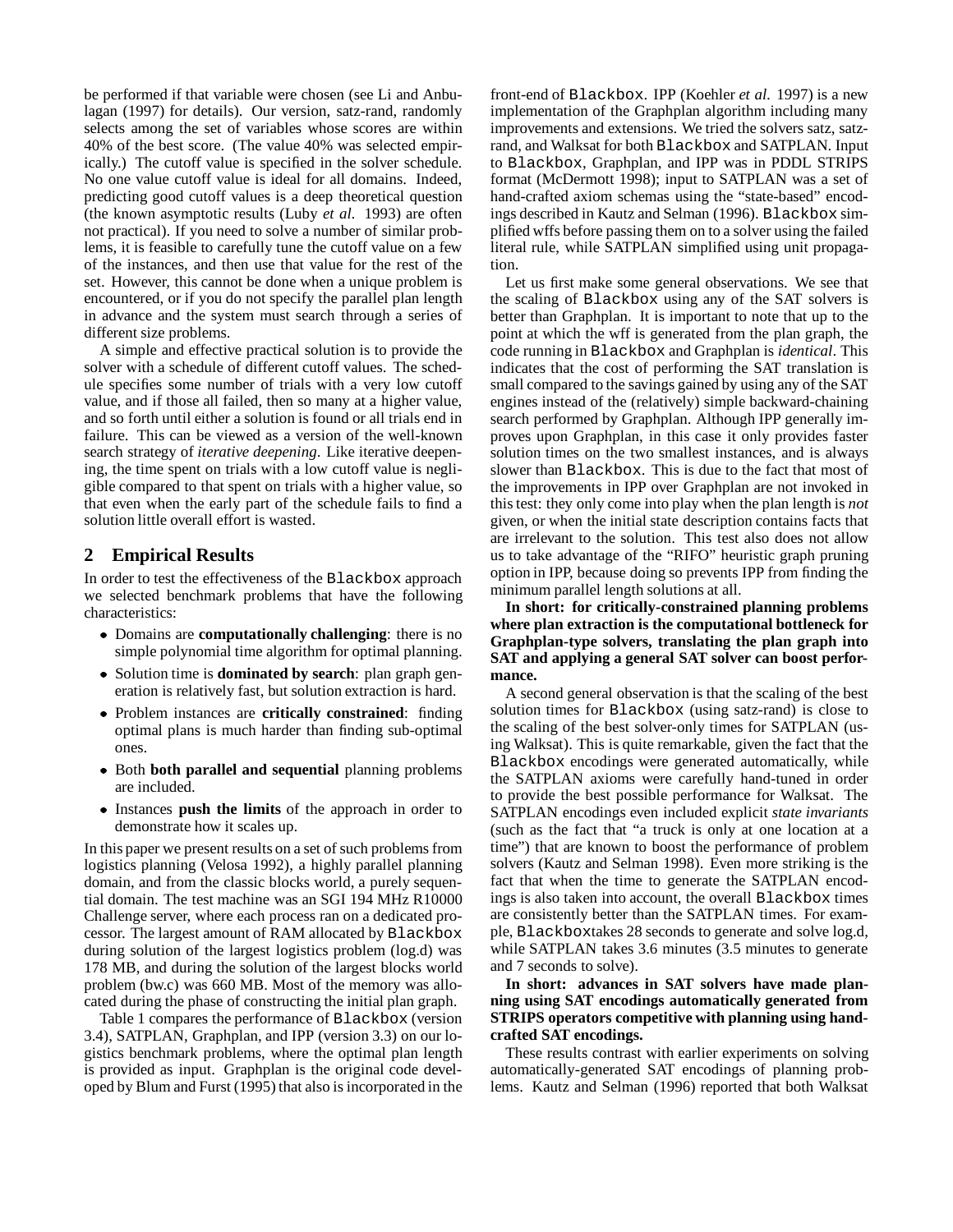be performed if that variable were chosen (see Li and Anbulagan (1997) for details). Our version, satz-rand, randomly selects among the set of variables whose scores are within 40% of the best score. (The value 40% was selected empirically.) The cutoff value is specified in the solver schedule. No one value cutoff value is ideal for all domains. Indeed, predicting good cutoff values is a deep theoretical question (the known asymptotic results (Luby *et al.* 1993) are often not practical). If you need to solve a number of similar problems, it is feasible to carefully tune the cutoff value on a few of the instances, and then use that value for the rest of the set. However, this cannot be done when a unique problem is encountered, or if you do not specify the parallel plan length in advance and the system must search through a series of different size problems.

A simple and effective practical solution is to provide the solver with a schedule of different cutoff values. The schedule specifies some number of trials with a very low cutoff value, and if those all failed, then so many at a higher value, and so forth until either a solution is found or all trials end in failure. This can be viewed as a version of the well-known search strategy of *iterative deepening*. Like iterative deepening, the time spent on trials with a low cutoff value is negligible compared to that spent on trials with a higher value, so that even when the early part of the schedule fails to find a solution little overall effort is wasted.

## 2 Empirical Results

In order to test the effectiveness of the Blackbox approach we selected benchmark problems that have the following characteristics:

- Domains are **computationally challenging**: there is no simple polynomial time algorithm for optimal planning.
- Solution time is **dominated by search**: plan graph generation is relatively fast, but solution extraction is hard.
- Problem instances are **critically constrained**: finding optimal plans is much harder than finding sub-optimal ones.
- Both **both parallel and sequential** planning problems are included.
- Instances **push the limits** of the approach in order to demonstrate how it scales up.

In this paper we present results on a set of such problems from logistics planning (Velosa 1992), a highly parallel planning domain, and from the classic blocks world, a purely sequential domain. The test machine was an SGI 194 MHz R10000 Challenge server, where each process ran on a dedicated processor. The largest amount of RAM allocated by Blackbox during solution of the largest logistics problem (log.d) was 178 MB, and during the solution of the largest blocks world problem (bw.c) was 660 MB. Most of the memory was allocated during the phase of constructing the initial plan graph.

Table 1 compares the performance of Blackbox (version 3.4), SATPLAN, Graphplan, and IPP (version 3.3) on our logistics benchmark problems, where the optimal plan length is provided as input. Graphplan is the original code developed by Blum and Furst (1995) that also is incorporated in the front-end of Blackbox. IPP (Koehler *et al.* 1997) is a new implementation of the Graphplan algorithm including many improvements and extensions. We tried the solvers satz, satz-rand, and Walksat for both Blackbox and SATPLAN. Input to Blackbox, Graphplan, and IPP was in PDDL STRIPS format (McDermott 1998); input to SATPLAN was a set of hand-crafted axiom schemas using the "state-based" encodings described in Kautz and Selman (1996). Blackbox simplified wffs before passing them on to a solver using the failed literal rule, while SATPLAN simplified using unit propagation.

Let us first make some general observations. We see that the scaling of Blackbox using any of the SAT solvers is better than Graphplan. It is important to note that up to the point at which the wff is generated from the plan graph, the code running in Blackbox and Graphplan is *identical*. This indicates that the cost of performing the SAT translation is small compared to the savings gained by using any of the SAT engines instead of the (relatively) simple backward-chaining search performed by Graphplan. Although IPP generally improves upon Graphplan, in this case it only provides faster solution times on the two smallest instances, and is always slower than Blackbox. This is due to the fact that most of the improvements in IPP over Graphplan are not invoked in this test: they only come into play when the plan length is *not* given, or when the initial state description contains facts that are irrelevant to the solution. This test also does not allow us to take advantage of the "RIFO" heuristic graph pruning option in IPP, because doing so prevents IPP from finding the minimum parallel length solutions at all.

**In short: for critically-constrained planning problems where plan extraction is the computational bottleneck for Graphplan-type solvers, translating the plan graph into SAT and applying a general SAT solver can boost performance.**

A second general observation is that the scaling of the best solution times for Blackbox (using satz-rand) is close to the scaling of the best solver-only times for SATPLAN (using Walksat). This is quite remarkable, given the fact that the Blackbox encodings were generated automatically, while the SATPLAN axioms were carefully hand-tuned in order to provide the best possible performance for Walksat. The SATPLAN encodings even included explicit *state invariants* (such as the fact that "a truck is only at one location at a time") that are known to boost the performance of problem solvers (Kautz and Selman 1998). Even more striking is the fact that when the time to generate the SATPLAN encodings is also taken into account, the overall Blackbox times are consistently better than the SATPLAN times. For example, Blackboxtakes 28 seconds to generate and solve log.d, while SATPLAN takes 3.6 minutes (3.5 minutes to generate and 7 seconds to solve).

**In short: advances in SAT solvers have made planning using SAT encodings automatically generated from STRIPS operators competitive with planning using handcrafted SAT encodings.**

These results contrast with earlier experiments on solving automatically-generated SAT encodings of planning problems. Kautz and Selman (1996) reported that both Walksat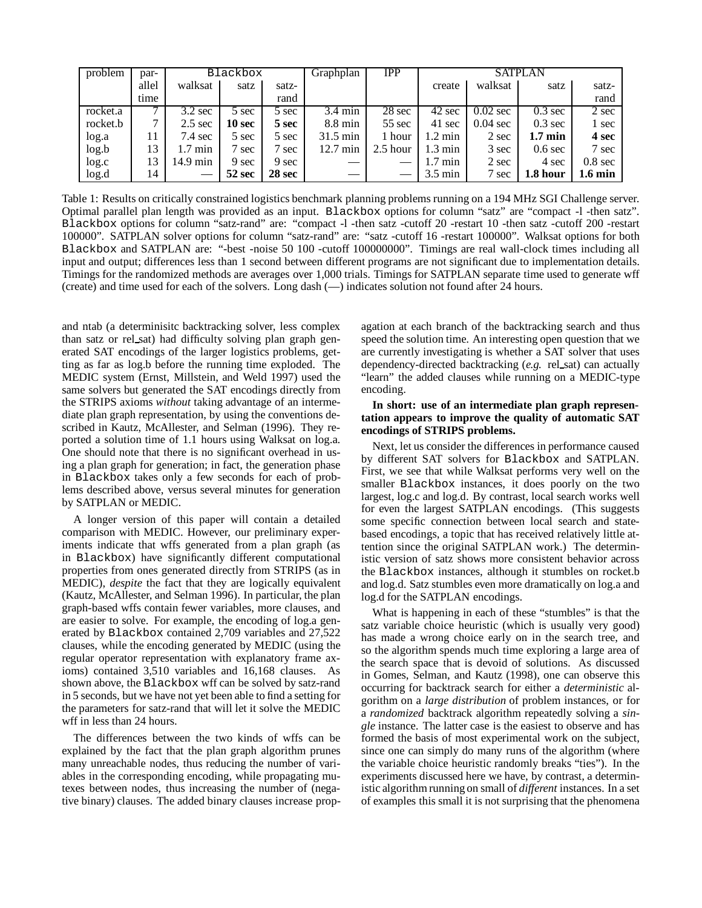| problem | parallel time | Blackbox walksat | Blackbox satz | Blackbox satz-rand | Graphplan | IPP | SATPLAN create | SATPLAN walksat | SATPLAN satz | SATPLAN satz-rand |
|---|---|---|---|---|---|---|---|---|---|---|
| rocket.a | 7 | 3.2 sec | 5 sec | 5 sec | 3.4 min | 28 sec | 42 sec | 0.02 sec | 0.3 sec | 2 sec |
| rocket.b | 7 | 2.5 sec | **10 sec** | **5 sec** | 8.8 min | 55 sec | 41 sec | 0.04 sec | 0.3 sec | 1 sec |
| log.a | 11 | 7.4 sec | 5 sec | 5 sec | 31.5 min | 1 hour | 1.2 min | 2 sec | **1.7 min** | **4 sec** |
| log.b | 13 | 1.7 min | 7 sec | 7 sec | 12.7 min | 2.5 hour | 1.3 min | 3 sec | 0.6 sec | 7 sec |
| log.c | 13 | 14.9 min | 9 sec | 9 sec | — | — | 1.7 min | 2 sec | 4 sec | 0.8 sec |
| log.d | 14 | — | **52 sec** | **28 sec** | — | — | 3.5 min | 7 sec | **1.8 hour** | **1.6 min** |

Table 1: Results on critically constrained logistics benchmark planning problems running on a 194 MHz SGI Challenge server. Optimal parallel plan length was provided as an input. Blackbox options for column "satz" are "compact -l -then satz". Blackbox options for column "satz-rand" are: "compact -l -then satz -cutoff 20 -restart 10 -then satz -cutoff 200 -restart 100000". SATPLAN solver options for column "satz-rand" are: "satz -cutoff 16 -restart 100000". Walksat options for both Blackbox and SATPLAN are: "-best -noise 50 100 -cutoff 100000000". Timings are real wall-clock times including all input and output; differences less than 1 second between different programs are not significant due to implementation details. Timings for the randomized methods are averages over 1,000 trials. Timings for SATPLAN separate time used to generate wff (create) and time used for each of the solvers. Long dash (—) indicates solution not found after 24 hours.

and ntab (a determinisitc backtracking solver, less complex than satz or rel_sat) had difficulty solving plan graph generated SAT encodings of the larger logistics problems, getting as far as log.b before the running time exploded. The MEDIC system (Ernst, Millstein, and Weld 1997) used the same solvers but generated the SAT encodings directly from the STRIPS axioms *without* taking advantage of an intermediate plan graph representation, by using the conventions described in Kautz, McAllester, and Selman (1996). They reported a solution time of 1.1 hours using Walksat on log.a. One should note that there is no significant overhead in using a plan graph for generation; in fact, the generation phase in Blackbox takes only a few seconds for each of problems described above, versus several minutes for generation by SATPLAN or MEDIC.

A longer version of this paper will contain a detailed comparison with MEDIC. However, our preliminary experiments indicate that wffs generated from a plan graph (as in Blackbox) have significantly different computational properties from ones generated directly from STRIPS (as in MEDIC), *despite* the fact that they are logically equivalent (Kautz, McAllester, and Selman 1996). In particular, the plan graph-based wffs contain fewer variables, more clauses, and are easier to solve. For example, the encoding of log.a generated by Blackbox contained 2,709 variables and 27,522 clauses, while the encoding generated by MEDIC (using the regular operator representation with explanatory frame axioms) contained 3,510 variables and 16,168 clauses. As shown above, the Blackbox wff can be solved by satz-rand in 5 seconds, but we have not yet been able to find a setting for the parameters for satz-rand that will let it solve the MEDIC wff in less than 24 hours.

The differences between the two kinds of wffs can be explained by the fact that the plan graph algorithm prunes many unreachable nodes, thus reducing the number of variables in the corresponding encoding, while propagating mutexes between nodes, thus increasing the number of (negative binary) clauses. The added binary clauses increase propagation at each branch of the backtracking search and thus speed the solution time. An interesting open question that we are currently investigating is whether a SAT solver that uses dependency-directed backtracking (*e.g.* rel_sat) can actually "learn" the added clauses while running on a MEDIC-type encoding.

**In short: use of an intermediate plan graph representation appears to improve the quality of automatic SAT encodings of STRIPS problems.**

Next, let us consider the differences in performance caused by different SAT solvers for Blackbox and SATPLAN. First, we see that while Walksat performs very well on the smaller Blackbox instances, it does poorly on the two largest, log.c and log.d. By contrast, local search works well for even the largest SATPLAN encodings. (This suggests some specific connection between local search and state-based encodings, a topic that has received relatively little attention since the original SATPLAN work.) The deterministic version of satz shows more consistent behavior across the Blackbox instances, although it stumbles on rocket.b and log.d. Satz stumbles even more dramatically on log.a and log.d for the SATPLAN encodings.

What is happening in each of these "stumbles" is that the satz variable choice heuristic (which is usually very good) has made a wrong choice early on in the search tree, and so the algorithm spends much time exploring a large area of the search space that is devoid of solutions. As discussed in Gomes, Selman, and Kautz (1998), one can observe this occurring for backtrack search for either a *deterministic* algorithm on a *large distribution* of problem instances, or for a *randomized* backtrack algorithm repeatedly solving a *single* instance. The latter case is the easiest to observe and has formed the basis of most experimental work on the subject, since one can simply do many runs of the algorithm (where the variable choice heuristic randomly breaks "ties"). In the experiments discussed here we have, by contrast, a deterministic algorithm running on small of *different* instances. In a set of examples this small it is not surprising that the phenomena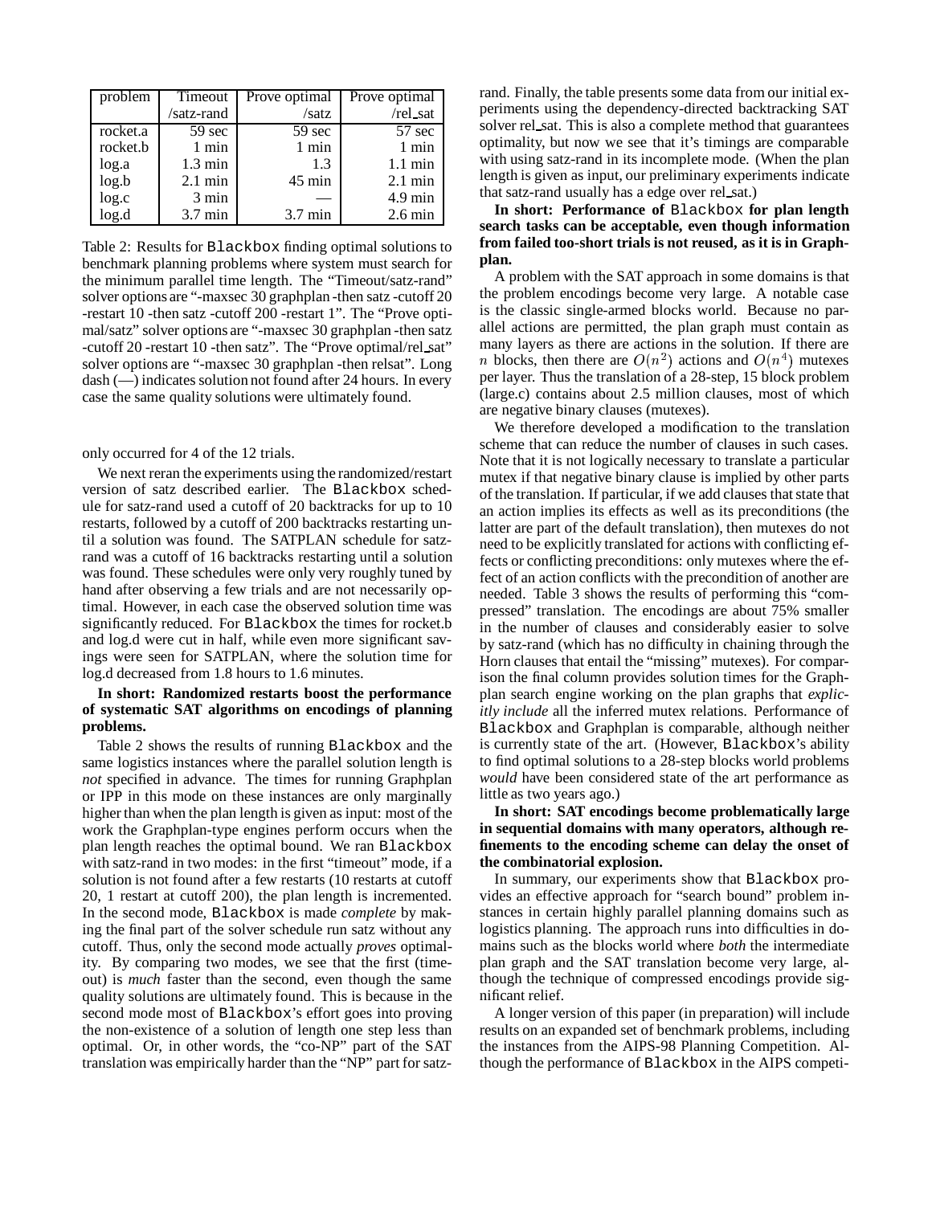| problem | Timeout /satz-rand | Prove optimal /satz | Prove optimal /rel_sat |
|---|---|---|---|
| rocket.a | 59 sec | 59 sec | 57 sec |
| rocket.b | 1 min | 1 min | 1 min |
| log.a | 1.3 min | 1.3 | 1.1 min |
| log.b | 2.1 min | 45 min | 2.1 min |
| log.c | 3 min | — | 4.9 min |
| log.d | 3.7 min | 3.7 min | 2.6 min |

Table 2: Results for Blackbox finding optimal solutions to benchmark planning problems where system must search for the minimum parallel time length. The "Timeout/satz-rand" solver options are "-maxsec 30 graphplan -then satz -cutoff 20 -restart 10 -then satz -cutoff 200 -restart 1". The "Prove optimal/satz" solver options are "-maxsec 30 graphplan -then satz -cutoff 20 -restart 10 -then satz". The "Prove optimal/rel_sat" solver options are "-maxsec 30 graphplan -then relsat". Long dash (—) indicates solution not found after 24 hours. In every case the same quality solutions were ultimately found.

only occurred for 4 of the 12 trials.

We next reran the experiments using the randomized/restart version of satz described earlier. The Blackbox schedule for satz-rand used a cutoff of 20 backtracks for up to 10 restarts, followed by a cutoff of 200 backtracks restarting until a solution was found. The SATPLAN schedule for satz-rand was a cutoff of 16 backtracks restarting until a solution was found. These schedules were only very roughly tuned by hand after observing a few trials and are not necessarily optimal. However, in each case the observed solution time was significantly reduced. For Blackbox the times for rocket.b and log.d were cut in half, while even more significant savings were seen for SATPLAN, where the solution time for log.d decreased from 1.8 hours to 1.6 minutes.

**In short: Randomized restarts boost the performance of systematic SAT algorithms on encodings of planning problems.**

Table 2 shows the results of running Blackbox and the same logistics instances where the parallel solution length is *not* specified in advance. The times for running Graphplan or IPP in this mode on these instances are only marginally higher than when the plan length is given as input: most of the work the Graphplan-type engines perform occurs when the plan length reaches the optimal bound. We ran Blackbox with satz-rand in two modes: in the first "timeout" mode, if a solution is not found after a few restarts (10 restarts at cutoff 20, 1 restart at cutoff 200), the plan length is incremented. In the second mode, Blackbox is made *complete* by making the final part of the solver schedule run satz without any cutoff. Thus, only the second mode actually *proves* optimality. By comparing two modes, we see that the first (timeout) is *much* faster than the second, even though the same quality solutions are ultimately found. This is because in the second mode most of Blackbox's effort goes into proving the non-existence of a solution of length one step less than optimal. Or, in other words, the "co-NP" part of the SAT translation was empirically harder than the "NP" part for satz-rand. Finally, the table presents some data from our initial experiments using the dependency-directed backtracking SAT solver rel_sat. This is also a complete method that guarantees optimality, but now we see that it's timings are comparable with using satz-rand in its incomplete mode. (When the plan length is given as input, our preliminary experiments indicate that satz-rand usually has a edge over rel_sat.)

**In short: Performance of Blackbox for plan length search tasks can be acceptable, even though information from failed too-short trials is not reused, as it is in Graphplan.**

A problem with the SAT approach in some domains is that the problem encodings become very large. A notable case is the classic single-armed blocks world. Because no parallel actions are permitted, the plan graph must contain as many layers as there are actions in the solution. If there are $n$ blocks, then there are $O(n^2)$ actions and $O(n^4)$ mutexes per layer. Thus the translation of a 28-step, 15 block problem (large.c) contains about 2.5 million clauses, most of which are negative binary clauses (mutexes).

We therefore developed a modification to the translation scheme that can reduce the number of clauses in such cases. Note that it is not logically necessary to translate a particular mutex if that negative binary clause is implied by other parts of the translation. If particular, if we add clauses that state that an action implies its effects as well as its preconditions (the latter are part of the default translation), then mutexes do not need to be explicitly translated for actions with conflicting effects or conflicting preconditions: only mutexes where the effect of an action conflicts with the precondition of another are needed. Table 3 shows the results of performing this "compressed" translation. The encodings are about 75% smaller in the number of clauses and considerably easier to solve by satz-rand (which has no difficulty in chaining through the Horn clauses that entail the "missing" mutexes). For comparison the final column provides solution times for the Graphplan search engine working on the plan graphs that *explicitly include* all the inferred mutex relations. Performance of Blackbox and Graphplan is comparable, although neither is currently state of the art. (However, Blackbox's ability to find optimal solutions to a 28-step blocks world problems *would* have been considered state of the art performance as little as two years ago.)

**In short: SAT encodings become problematically large in sequential domains with many operators, although refinements to the encoding scheme can delay the onset of the combinatorial explosion.**

In summary, our experiments show that Blackbox provides an effective approach for "search bound" problem instances in certain highly parallel planning domains such as logistics planning. The approach runs into difficulties in domains such as the blocks world where *both* the intermediate plan graph and the SAT translation become very large, although the technique of compressed encodings provide significant relief.

A longer version of this paper (in preparation) will include results on an expanded set of benchmark problems, including the instances from the AIPS-98 Planning Competition. Although the performance of Blackbox in the AIPS competi-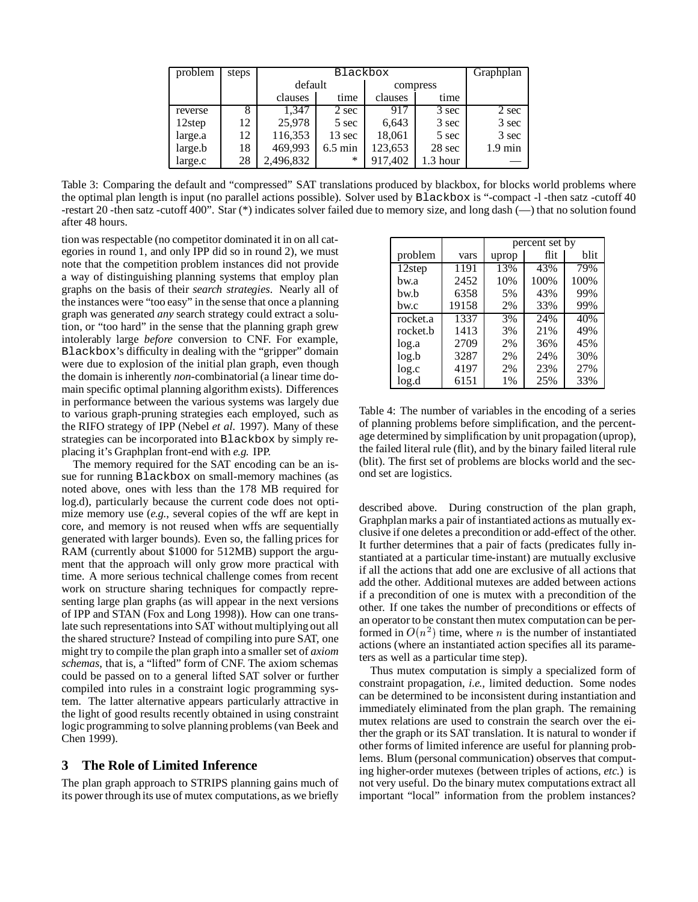| problem | steps | Blackbox | | | | Graphplan |
|---|---|---|---|---|---|---|
| | | default | | compress | | |
| | | clauses | time | clauses | time | |
| reverse | 8 | 1,347 | 2 sec | 917 | 3 sec | 2 sec |
| 12step | 12 | 25,978 | 5 sec | 6,643 | 3 sec | 3 sec |
| large.a | 12 | 116,353 | 13 sec | 18,061 | 5 sec | 3 sec |
| large.b | 18 | 469,993 | 6.5 min | 123,653 | 28 sec | 1.9 min |
| large.c | 28 | 2,496,832 | * | 917,402 | 1.3 hour | — |

Table 3: Comparing the default and "compressed" SAT translations produced by blackbox, for blocks world problems where the optimal plan length is input (no parallel actions possible). Solver used by Blackbox is "-compact -l -then satz -cutoff 40 -restart 20 -then satz -cutoff 400". Star (*) indicates solver failed due to memory size, and long dash (—) that no solution found after 48 hours.

tion was respectable (no competitor dominated it in on all categories in round 1, and only IPP did so in round 2), we must note that the competition problem instances did not provide a way of distinguishing planning systems that employ plan graphs on the basis of their *search strategies*. Nearly all of the instances were "too easy" in the sense that once a planning graph was generated *any* search strategy could extract a solution, or "too hard" in the sense that the planning graph grew intolerably large *before* conversion to CNF. For example, Blackbox's difficulty in dealing with the "gripper" domain were due to explosion of the initial plan graph, even though the domain is inherently *non*-combinatorial (a linear time domain specific optimal planning algorithm exists). Differences in performance between the various systems was largely due to various graph-pruning strategies each employed, such as the RIFO strategy of IPP (Nebel *et al*. 1997). Many of these strategies can be incorporated into Blackbox by simply replacing it's Graphplan front-end with *e.g.* IPP.

The memory required for the SAT encoding can be an issue for running Blackbox on small-memory machines (as noted above, ones with less than the 178 MB required for log.d), particularly because the current code does not optimize memory use (*e.g.,* several copies of the wff are kept in core, and memory is not reused when wffs are sequentially generated with larger bounds). Even so, the falling prices for RAM (currently about $1000 for 512MB) support the argument that the approach will only grow more practical with time. A more serious technical challenge comes from recent work on structure sharing techniques for compactly representing large plan graphs (as will appear in the next versions of IPP and STAN (Fox and Long 1998)). How can one translate such representations into SAT without multiplying out all the shared structure? Instead of compiling into pure SAT, one might try to compile the plan graph into a smaller set of *axiom schemas*, that is, a "lifted" form of CNF. The axiom schemas could be passed on to a general lifted SAT solver or further compiled into rules in a constraint logic programming system. The latter alternative appears particularly attractive in the light of good results recently obtained in using constraint logic programming to solve planning problems (van Beek and Chen 1999).

## 3 The Role of Limited Inference

The plan graph approach to STRIPS planning gains much of its power through its use of mutex computations, as we briefly

| | | percent set by | | |
|---|---|---|---|---|
| problem | vars | uprop | flit | blit |
| 12step | 1191 | 13% | 43% | 79% |
| bw.a | 2452 | 10% | 100% | 100% |
| bw.b | 6358 | 5% | 43% | 99% |
| bw.c | 19158 | 2% | 33% | 99% |
| rocket.a | 1337 | 3% | 24% | 40% |
| rocket.b | 1413 | 3% | 21% | 49% |
| log.a | 2709 | 2% | 36% | 45% |
| log.b | 3287 | 2% | 24% | 30% |
| log.c | 4197 | 2% | 23% | 27% |
| log.d | 6151 | 1% | 25% | 33% |

Table 4: The number of variables in the encoding of a series of planning problems before simplification, and the percentage determined by simplification by unit propagation (uprop), the failed literal rule (flit), and by the binary failed literal rule (blit). The first set of problems are blocks world and the second set are logistics.

described above. During construction of the plan graph, Graphplan marks a pair of instantiated actions as mutually exclusive if one deletes a precondition or add-effect of the other. It further determines that a pair of facts (predicates fully instantiated at a particular time-instant) are mutually exclusive if all the actions that add one are exclusive of all actions that add the other. Additional mutexes are added between actions if a precondition of one is mutex with a precondition of the other. If one takes the number of preconditions or effects of an operator to be constant then mutex computation can be performed in $O(n^2)$ time, where $n$ is the number of instantiated actions (where an instantiated action specifies all its parameters as well as a particular time step).

Thus mutex computation is simply a specialized form of constraint propagation, *i.e.,* limited deduction. Some nodes can be determined to be inconsistent during instantiation and immediately eliminated from the plan graph. The remaining mutex relations are used to constrain the search over the either the graph or its SAT translation. It is natural to wonder if other forms of limited inference are useful for planning problems. Blum (personal communication) observes that computing higher-order mutexes (between triples of actions, *etc.*) is not very useful. Do the binary mutex computations extract all important "local" information from the problem instances?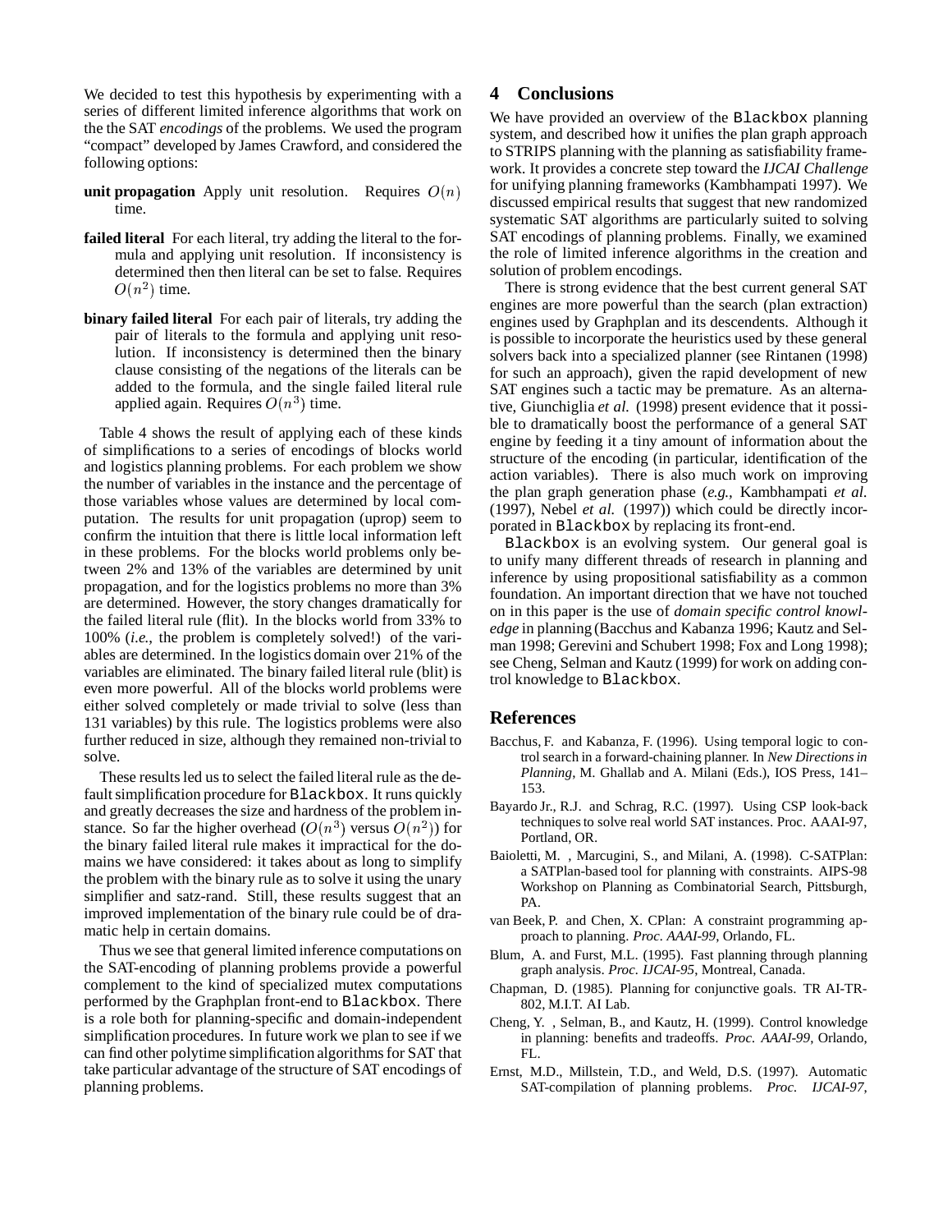We decided to test this hypothesis by experimenting with a series of different limited inference algorithms that work on the the SAT *encodings* of the problems. We used the program "compact" developed by James Crawford, and considered the following options:

**unit propagation** Apply unit resolution. Requires $O(n)$ time.

**failed literal** For each literal, try adding the literal to the formula and applying unit resolution. If inconsistency is determined then then literal can be set to false. Requires $O(n^2)$ time.

**binary failed literal** For each pair of literals, try adding the pair of literals to the formula and applying unit resolution. If inconsistency is determined then the binary clause consisting of the negations of the literals can be added to the formula, and the single failed literal rule applied again. Requires $O(n^3)$ time.

Table 4 shows the result of applying each of these kinds of simplifications to a series of encodings of blocks world and logistics planning problems. For each problem we show the number of variables in the instance and the percentage of those variables whose values are determined by local computation. The results for unit propagation (uprop) seem to confirm the intuition that there is little local information left in these problems. For the blocks world problems only between 2% and 13% of the variables are determined by unit propagation, and for the logistics problems no more than 3% are determined. However, the story changes dramatically for the failed literal rule (flit). In the blocks world from 33% to 100% (*i.e.*, the problem is completely solved!) of the variables are determined. In the logistics domain over 21% of the variables are eliminated. The binary failed literal rule (blit) is even more powerful. All of the blocks world problems were either solved completely or made trivial to solve (less than 131 variables) by this rule. The logistics problems were also further reduced in size, although they remained non-trivial to solve.

These results led us to select the failed literal rule as the default simplification procedure for `Blackbox`. It runs quickly and greatly decreases the size and hardness of the problem instance. So far the higher overhead ($O(n^3)$ versus $O(n^2)$) for the binary failed literal rule makes it impractical for the domains we have considered: it takes about as long to simplify the problem with the binary rule as to solve it using the unary simplifier and satz-rand. Still, these results suggest that an improved implementation of the binary rule could be of dramatic help in certain domains.

Thus we see that general limited inference computations on the SAT-encoding of planning problems provide a powerful complement to the kind of specialized mutex computations performed by the Graphplan front-end to `Blackbox`. There is a role both for planning-specific and domain-independent simplification procedures. In future work we plan to see if we can find other polytime simplification algorithms for SAT that take particular advantage of the structure of SAT encodings of planning problems.

## 4 Conclusions

We have provided an overview of the `Blackbox` planning system, and described how it unifies the plan graph approach to STRIPS planning with the planning as satisfiability framework. It provides a concrete step toward the *IJCAI Challenge* for unifying planning frameworks (Kambhampati 1997). We discussed empirical results that suggest that new randomized systematic SAT algorithms are particularly suited to solving SAT encodings of planning problems. Finally, we examined the role of limited inference algorithms in the creation and solution of problem encodings.

There is strong evidence that the best current general SAT engines are more powerful than the search (plan extraction) engines used by Graphplan and its descendents. Although it is possible to incorporate the heuristics used by these general solvers back into a specialized planner (see Rintanen (1998) for such an approach), given the rapid development of new SAT engines such a tactic may be premature. As an alternative, Giunchiglia *et al.* (1998) present evidence that it possible to dramatically boost the performance of a general SAT engine by feeding it a tiny amount of information about the structure of the encoding (in particular, identification of the action variables). There is also much work on improving the plan graph generation phase (*e.g.*, Kambhampati *et al.* (1997), Nebel *et al.* (1997)) which could be directly incorporated in `Blackbox` by replacing its front-end.

`Blackbox` is an evolving system. Our general goal is to unify many different threads of research in planning and inference by using propositional satisfiability as a common foundation. An important direction that we have not touched on in this paper is the use of *domain specific control knowledge* in planning (Bacchus and Kabanza 1996; Kautz and Selman 1998; Gerevini and Schubert 1998; Fox and Long 1998); see Cheng, Selman and Kautz (1999) for work on adding control knowledge to `Blackbox`.

## References

Bacchus, F. and Kabanza, F. (1996). Using temporal logic to control search in a forward-chaining planner. In *New Directions in Planning*, M. Ghallab and A. Milani (Eds.), IOS Press, 141–153.

Bayardo Jr., R.J. and Schrag, R.C. (1997). Using CSP look-back techniques to solve real world SAT instances. Proc. AAAI-97, Portland, OR.

Baioletti, M. , Marcugini, S., and Milani, A. (1998). C-SATPlan: a SATPlan-based tool for planning with constraints. AIPS-98 Workshop on Planning as Combinatorial Search, Pittsburgh, PA.

van Beek, P. and Chen, X. CPlan: A constraint programming approach to planning. *Proc. AAAI-99*, Orlando, FL.

Blum, A. and Furst, M.L. (1995). Fast planning through planning graph analysis. *Proc. IJCAI-95*, Montreal, Canada.

Chapman, D. (1985). Planning for conjunctive goals. TR AI-TR-802, M.I.T. AI Lab.

Cheng, Y. , Selman, B., and Kautz, H. (1999). Control knowledge in planning: benefits and tradeoffs. *Proc. AAAI-99*, Orlando, FL.

Ernst, M.D., Millstein, T.D., and Weld, D.S. (1997). Automatic SAT-compilation of planning problems. *Proc. IJCAI-97*,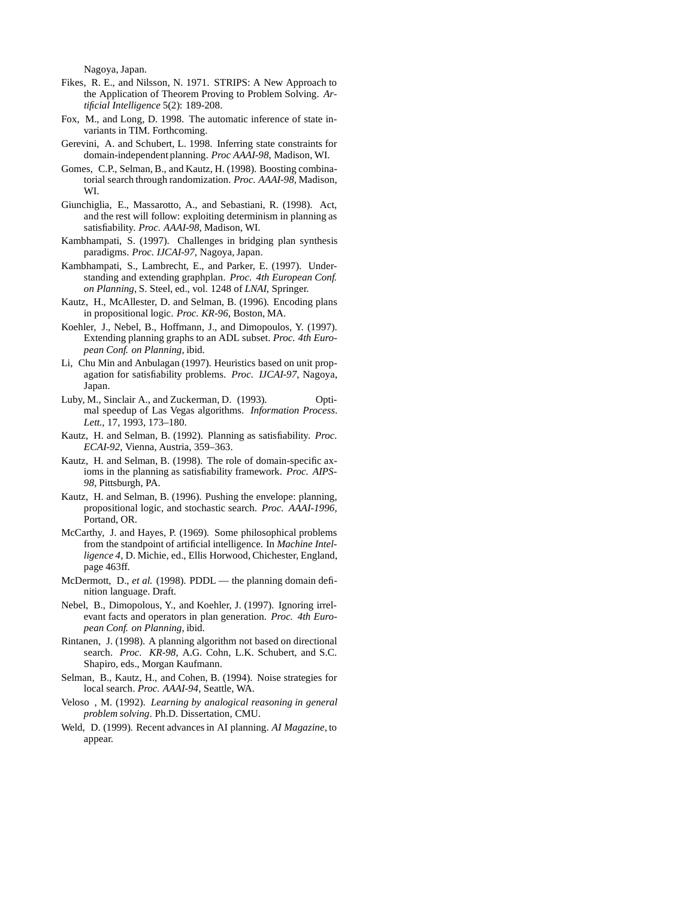Nagoya, Japan.

Fikes, R. E., and Nilsson, N. 1971. STRIPS: A New Approach to the Application of Theorem Proving to Problem Solving. *Artificial Intelligence* 5(2): 189-208.

Fox, M., and Long, D. 1998. The automatic inference of state invariants in TIM. Forthcoming.

Gerevini, A. and Schubert, L. 1998. Inferring state constraints for domain-independent planning. *Proc AAAI-98,* Madison, WI.

Gomes, C.P., Selman, B., and Kautz, H. (1998). Boosting combinatorial search through randomization. *Proc. AAAI-98,* Madison, WI.

Giunchiglia, E., Massarotto, A., and Sebastiani, R. (1998). Act, and the rest will follow: exploiting determinism in planning as satisfiability. *Proc. AAAI-98,* Madison, WI.

Kambhampati, S. (1997). Challenges in bridging plan synthesis paradigms. *Proc. IJCAI-97,* Nagoya, Japan.

Kambhampati, S., Lambrecht, E., and Parker, E. (1997). Understanding and extending graphplan. *Proc. 4th European Conf. on Planning*, S. Steel, ed., vol. 1248 of *LNAI*, Springer.

Kautz, H., McAllester, D. and Selman, B. (1996). Encoding plans in propositional logic. *Proc. KR-96*, Boston, MA.

Koehler, J., Nebel, B., Hoffmann, J., and Dimopoulos, Y. (1997). Extending planning graphs to an ADL subset. *Proc. 4th European Conf. on Planning,* ibid.

Li, Chu Min and Anbulagan (1997). Heuristics based on unit propagation for satisfiability problems. *Proc. IJCAI-97*, Nagoya, Japan.

Luby, M., Sinclair A., and Zuckerman, D. (1993). Optimal speedup of Las Vegas algorithms. *Information Process. Lett.*, 17, 1993, 173–180.

Kautz, H. and Selman, B. (1992). Planning as satisfiability. *Proc. ECAI-92,* Vienna, Austria, 359–363.

Kautz, H. and Selman, B. (1998). The role of domain-specific axioms in the planning as satisfiability framework. *Proc. AIPS-98,* Pittsburgh, PA.

Kautz, H. and Selman, B. (1996). Pushing the envelope: planning, propositional logic, and stochastic search. *Proc. AAAI-1996,* Portand, OR.

McCarthy, J. and Hayes, P. (1969). Some philosophical problems from the standpoint of artificial intelligence. In *Machine Intelligence 4*, D. Michie, ed., Ellis Horwood, Chichester, England, page 463ff.

McDermott, D., *et al.* (1998). PDDL — the planning domain definition language. Draft.

Nebel, B., Dimopolous, Y., and Koehler, J. (1997). Ignoring irrelevant facts and operators in plan generation. *Proc. 4th European Conf. on Planning,* ibid.

Rintanen, J. (1998). A planning algorithm not based on directional search. *Proc. KR-98,* A.G. Cohn, L.K. Schubert, and S.C. Shapiro, eds., Morgan Kaufmann.

Selman, B., Kautz, H., and Cohen, B. (1994). Noise strategies for local search. *Proc. AAAI-94*, Seattle, WA.

Veloso , M. (1992). *Learning by analogical reasoning in general problem solving*. Ph.D. Dissertation, CMU.

Weld, D. (1999). Recent advances in AI planning. *AI Magazine,* to appear.